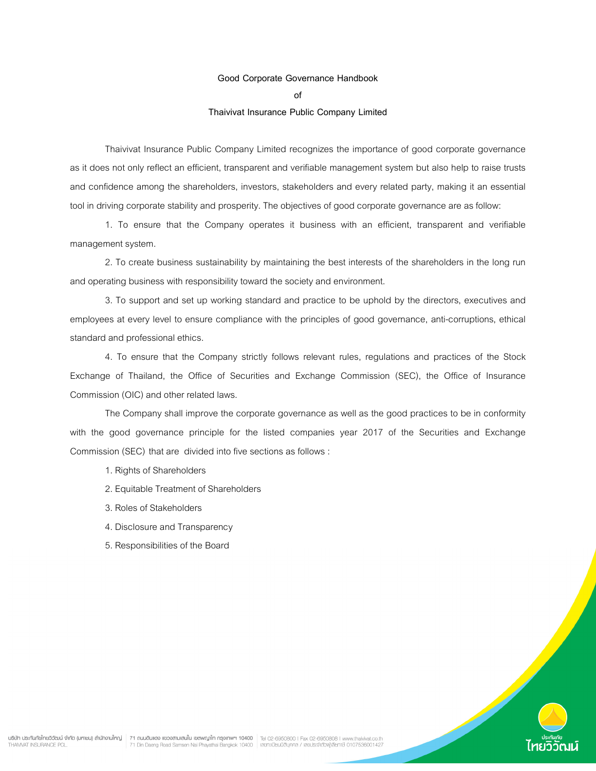# Good Corporate Governance Handbook
# of
# Thaivivat Insurance Public Company Limited

Thaivivat Insurance Public Company Limited recognizes the importance of good corporate governance as it does not only reflect an efficient, transparent and verifiable management system but also help to raise trusts and confidence among the shareholders, investors, stakeholders and every related party, making it an essential tool in driving corporate stability and prosperity. The objectives of good corporate governance are as follow:

1. To ensure that the Company operates it business with an efficient, transparent and verifiable management system.
2. To create business sustainability by maintaining the best interests of the shareholders in the long run and operating business with responsibility toward the society and environment.
3. To support and set up working standard and practice to be uphold by the directors, executives and employees at every level to ensure compliance with the principles of good governance, anti-corruptions, ethical standard and professional ethics.
4. To ensure that the Company strictly follows relevant rules, regulations and practices of the Stock Exchange of Thailand, the Office of Securities and Exchange Commission (SEC), the Office of Insurance Commission (OIC) and other related laws.

The Company shall improve the corporate governance as well as the good practices to be in conformity with the good governance principle for the listed companies year 2017 of the Securities and Exchange Commission (SEC) that are divided into five sections as follows :

1. Rights of Shareholders
2. Equitable Treatment of Shareholders
3. Roles of Stakeholders
4. Disclosure and Transparency
5. Responsibilities of the Board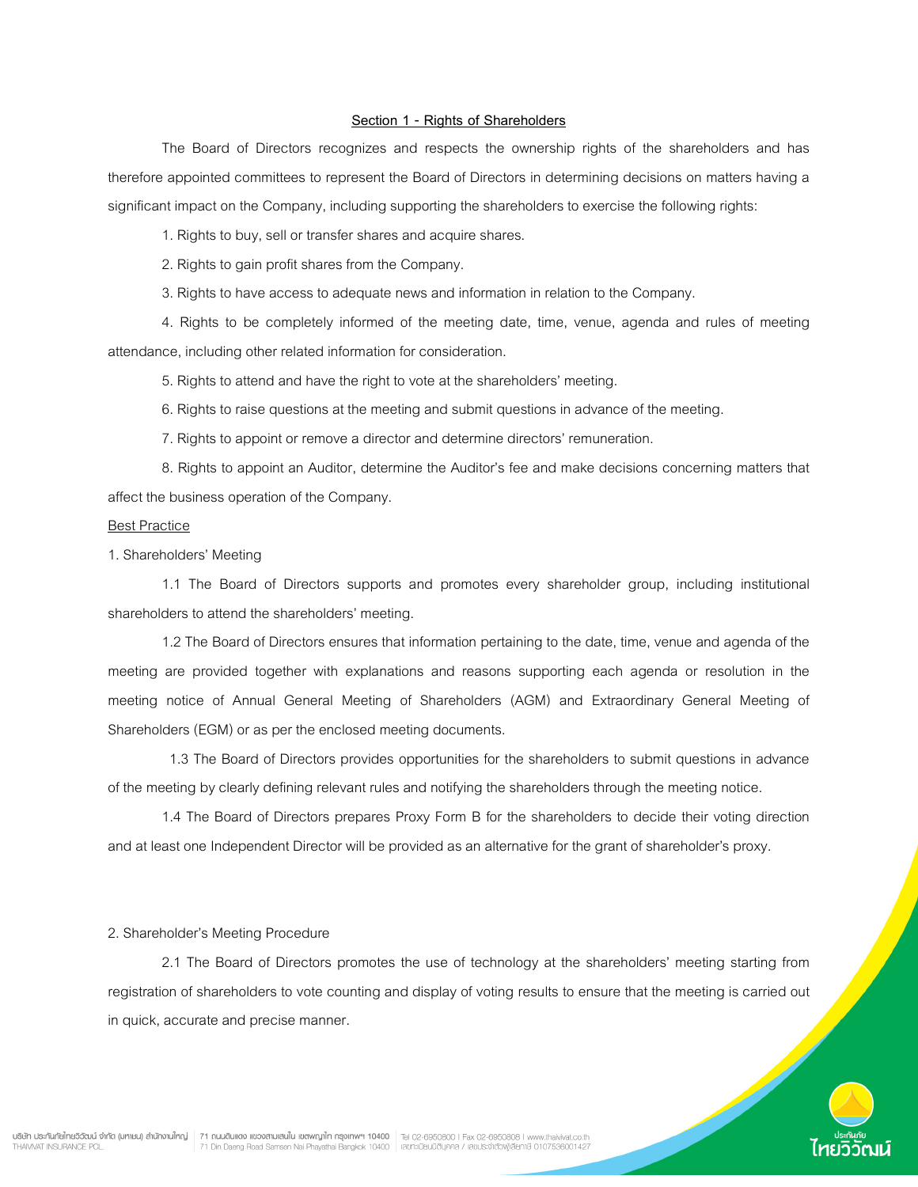## Section 1 - Rights of Shareholders

The Board of Directors recognizes and respects the ownership rights of the shareholders and has therefore appointed committees to represent the Board of Directors in determining decisions on matters having a significant impact on the Company, including supporting the shareholders to exercise the following rights:

1. Rights to buy, sell or transfer shares and acquire shares.
2. Rights to gain profit shares from the Company.
3. Rights to have access to adequate news and information in relation to the Company.
4. Rights to be completely informed of the meeting date, time, venue, agenda and rules of meeting attendance, including other related information for consideration.
5. Rights to attend and have the right to vote at the shareholders' meeting.
6. Rights to raise questions at the meeting and submit questions in advance of the meeting.
7. Rights to appoint or remove a director and determine directors' remuneration.
8. Rights to appoint an Auditor, determine the Auditor's fee and make decisions concerning matters that affect the business operation of the Company.

Best Practice

1. Shareholders' Meeting

1.1 The Board of Directors supports and promotes every shareholder group, including institutional shareholders to attend the shareholders' meeting.

1.2 The Board of Directors ensures that information pertaining to the date, time, venue and agenda of the meeting are provided together with explanations and reasons supporting each agenda or resolution in the meeting notice of Annual General Meeting of Shareholders (AGM) and Extraordinary General Meeting of Shareholders (EGM) or as per the enclosed meeting documents.

1.3 The Board of Directors provides opportunities for the shareholders to submit questions in advance of the meeting by clearly defining relevant rules and notifying the shareholders through the meeting notice.

1.4 The Board of Directors prepares Proxy Form B for the shareholders to decide their voting direction and at least one Independent Director will be provided as an alternative for the grant of shareholder's proxy.

2. Shareholder's Meeting Procedure

2.1 The Board of Directors promotes the use of technology at the shareholders' meeting starting from registration of shareholders to vote counting and display of voting results to ensure that the meeting is carried out in quick, accurate and precise manner.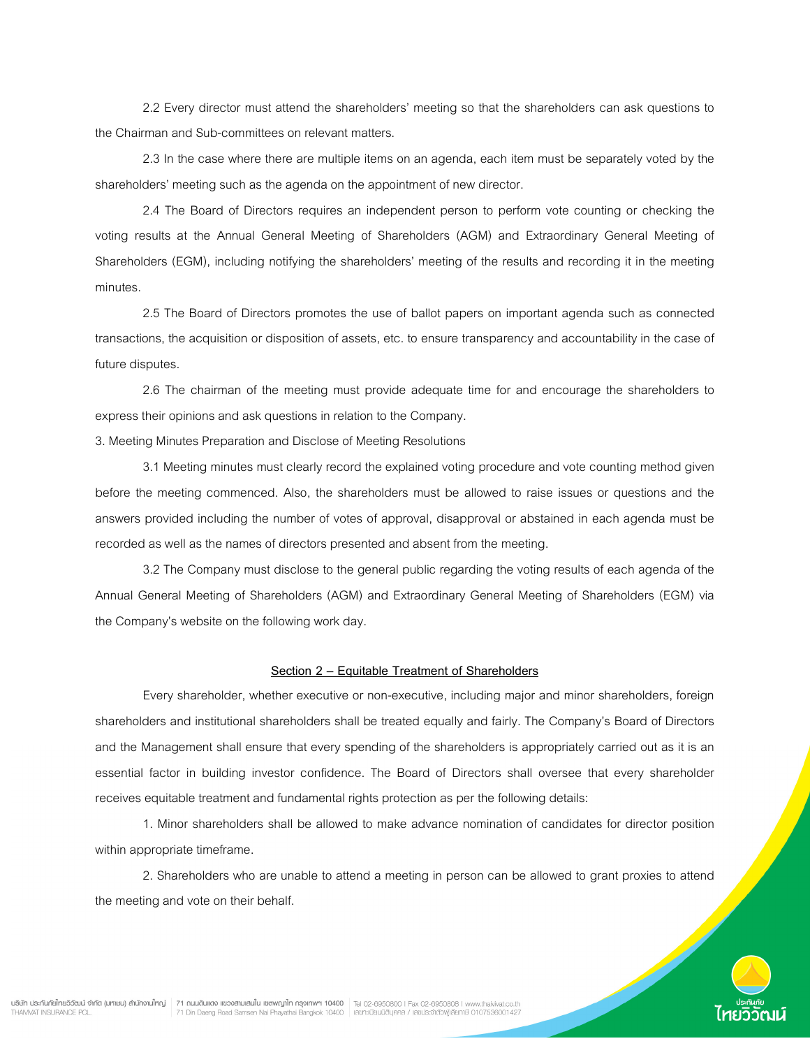2.2 Every director must attend the shareholders' meeting so that the shareholders can ask questions to the Chairman and Sub-committees on relevant matters.

2.3 In the case where there are multiple items on an agenda, each item must be separately voted by the shareholders' meeting such as the agenda on the appointment of new director.

2.4 The Board of Directors requires an independent person to perform vote counting or checking the voting results at the Annual General Meeting of Shareholders (AGM) and Extraordinary General Meeting of Shareholders (EGM), including notifying the shareholders' meeting of the results and recording it in the meeting minutes.

2.5 The Board of Directors promotes the use of ballot papers on important agenda such as connected transactions, the acquisition or disposition of assets, etc. to ensure transparency and accountability in the case of future disputes.

2.6 The chairman of the meeting must provide adequate time for and encourage the shareholders to express their opinions and ask questions in relation to the Company.

3. Meeting Minutes Preparation and Disclose of Meeting Resolutions

3.1 Meeting minutes must clearly record the explained voting procedure and vote counting method given before the meeting commenced. Also, the shareholders must be allowed to raise issues or questions and the answers provided including the number of votes of approval, disapproval or abstained in each agenda must be recorded as well as the names of directors presented and absent from the meeting.

3.2 The Company must disclose to the general public regarding the voting results of each agenda of the Annual General Meeting of Shareholders (AGM) and Extraordinary General Meeting of Shareholders (EGM) via the Company's website on the following work day.

## Section 2 – Equitable Treatment of Shareholders

Every shareholder, whether executive or non-executive, including major and minor shareholders, foreign shareholders and institutional shareholders shall be treated equally and fairly. The Company's Board of Directors and the Management shall ensure that every spending of the shareholders is appropriately carried out as it is an essential factor in building investor confidence. The Board of Directors shall oversee that every shareholder receives equitable treatment and fundamental rights protection as per the following details:

1. Minor shareholders shall be allowed to make advance nomination of candidates for director position within appropriate timeframe.

2. Shareholders who are unable to attend a meeting in person can be allowed to grant proxies to attend the meeting and vote on their behalf.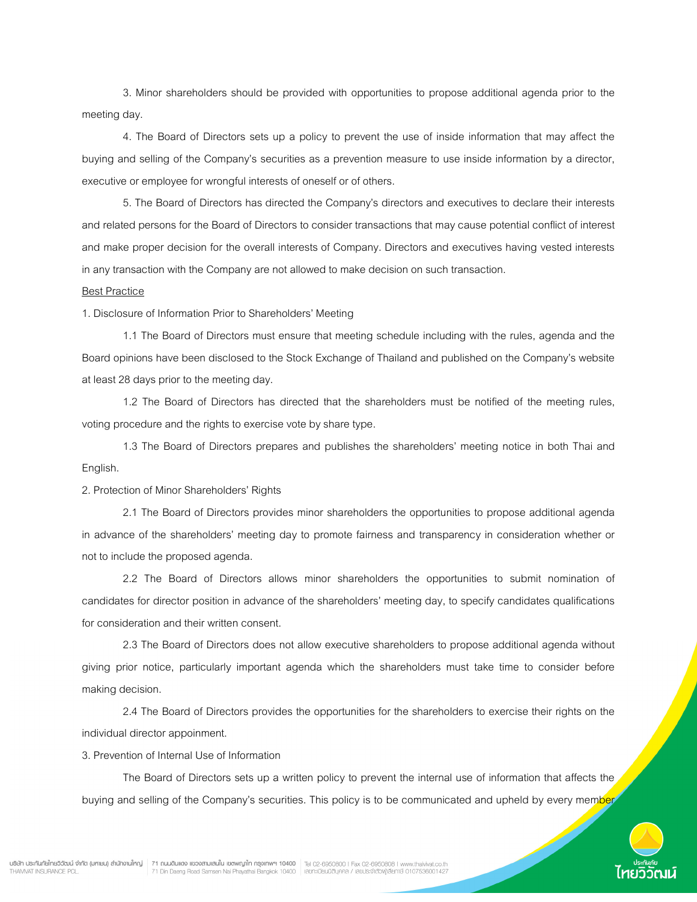3. Minor shareholders should be provided with opportunities to propose additional agenda prior to the meeting day.

4. The Board of Directors sets up a policy to prevent the use of inside information that may affect the buying and selling of the Company's securities as a prevention measure to use inside information by a director, executive or employee for wrongful interests of oneself or of others.

5. The Board of Directors has directed the Company's directors and executives to declare their interests and related persons for the Board of Directors to consider transactions that may cause potential conflict of interest and make proper decision for the overall interests of Company. Directors and executives having vested interests in any transaction with the Company are not allowed to make decision on such transaction.

<u>Best Practice</u>

1. Disclosure of Information Prior to Shareholders' Meeting

1.1 The Board of Directors must ensure that meeting schedule including with the rules, agenda and the Board opinions have been disclosed to the Stock Exchange of Thailand and published on the Company's website at least 28 days prior to the meeting day.

1.2 The Board of Directors has directed that the shareholders must be notified of the meeting rules, voting procedure and the rights to exercise vote by share type.

1.3 The Board of Directors prepares and publishes the shareholders' meeting notice in both Thai and English.

2. Protection of Minor Shareholders' Rights

2.1 The Board of Directors provides minor shareholders the opportunities to propose additional agenda in advance of the shareholders' meeting day to promote fairness and transparency in consideration whether or not to include the proposed agenda.

2.2 The Board of Directors allows minor shareholders the opportunities to submit nomination of candidates for director position in advance of the shareholders' meeting day, to specify candidates qualifications for consideration and their written consent.

2.3 The Board of Directors does not allow executive shareholders to propose additional agenda without giving prior notice, particularly important agenda which the shareholders must take time to consider before making decision.

2.4 The Board of Directors provides the opportunities for the shareholders to exercise their rights on the individual director appoinment.

3. Prevention of Internal Use of Information

The Board of Directors sets up a written policy to prevent the internal use of information that affects the buying and selling of the Company's securities. This policy is to be communicated and upheld by every member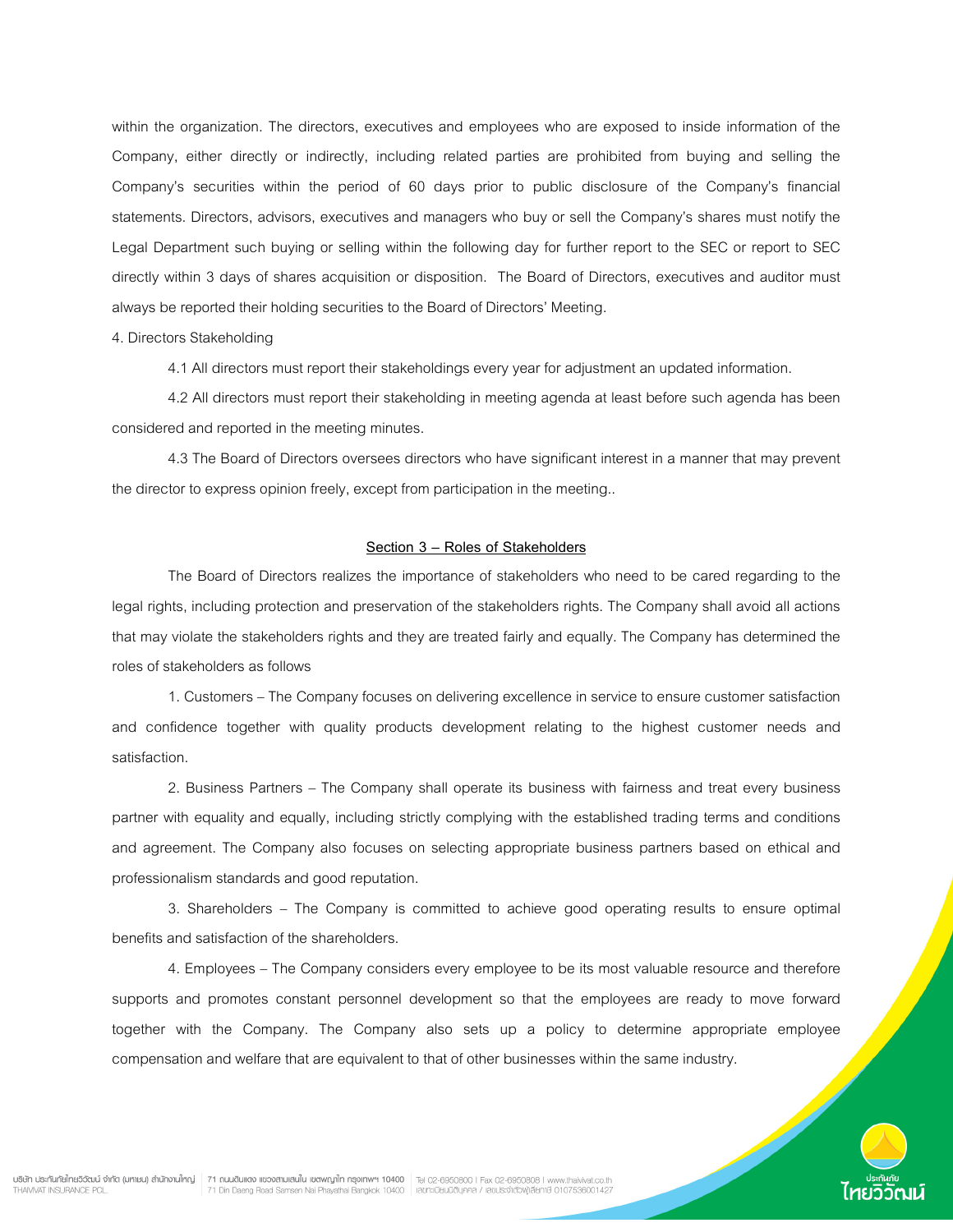within the organization. The directors, executives and employees who are exposed to inside information of the Company, either directly or indirectly, including related parties are prohibited from buying and selling the Company's securities within the period of 60 days prior to public disclosure of the Company's financial statements. Directors, advisors, executives and managers who buy or sell the Company's shares must notify the Legal Department such buying or selling within the following day for further report to the SEC or report to SEC directly within 3 days of shares acquisition or disposition. The Board of Directors, executives and auditor must always be reported their holding securities to the Board of Directors' Meeting.

4. Directors Stakeholding

4.1 All directors must report their stakeholdings every year for adjustment an updated information.

4.2 All directors must report their stakeholding in meeting agenda at least before such agenda has been considered and reported in the meeting minutes.

4.3 The Board of Directors oversees directors who have significant interest in a manner that may prevent the director to express opinion freely, except from participation in the meeting..

## Section 3 – Roles of Stakeholders

The Board of Directors realizes the importance of stakeholders who need to be cared regarding to the legal rights, including protection and preservation of the stakeholders rights. The Company shall avoid all actions that may violate the stakeholders rights and they are treated fairly and equally. The Company has determined the roles of stakeholders as follows

1. Customers – The Company focuses on delivering excellence in service to ensure customer satisfaction and confidence together with quality products development relating to the highest customer needs and satisfaction.

2. Business Partners – The Company shall operate its business with fairness and treat every business partner with equality and equally, including strictly complying with the established trading terms and conditions and agreement. The Company also focuses on selecting appropriate business partners based on ethical and professionalism standards and good reputation.

3. Shareholders – The Company is committed to achieve good operating results to ensure optimal benefits and satisfaction of the shareholders.

4. Employees – The Company considers every employee to be its most valuable resource and therefore supports and promotes constant personnel development so that the employees are ready to move forward together with the Company. The Company also sets up a policy to determine appropriate employee compensation and welfare that are equivalent to that of other businesses within the same industry.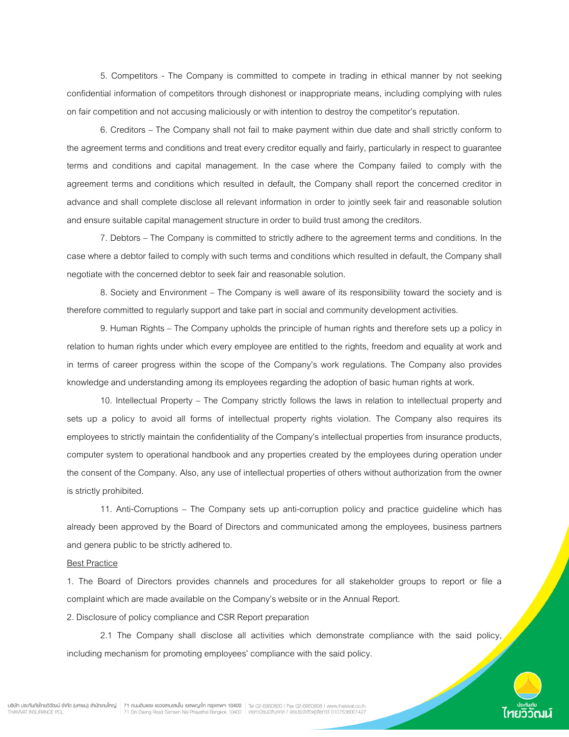5. Competitors - The Company is committed to compete in trading in ethical manner by not seeking confidential information of competitors through dishonest or inappropriate means, including complying with rules on fair competition and not accusing maliciously or with intention to destroy the competitor's reputation.

6. Creditors – The Company shall not fail to make payment within due date and shall strictly conform to the agreement terms and conditions and treat every creditor equally and fairly, particularly in respect to guarantee terms and conditions and capital management. In the case where the Company failed to comply with the agreement terms and conditions which resulted in default, the Company shall report the concerned creditor in advance and shall complete disclose all relevant information in order to jointly seek fair and reasonable solution and ensure suitable capital management structure in order to build trust among the creditors.

7. Debtors – The Company is committed to strictly adhere to the agreement terms and conditions. In the case where a debtor failed to comply with such terms and conditions which resulted in default, the Company shall negotiate with the concerned debtor to seek fair and reasonable solution.

8. Society and Environment – The Company is well aware of its responsibility toward the society and is therefore committed to regularly support and take part in social and community development activities.

9. Human Rights – The Company upholds the principle of human rights and therefore sets up a policy in relation to human rights under which every employee are entitled to the rights, freedom and equality at work and in terms of career progress within the scope of the Company's work regulations. The Company also provides knowledge and understanding among its employees regarding the adoption of basic human rights at work.

10. Intellectual Property – The Company strictly follows the laws in relation to intellectual property and sets up a policy to avoid all forms of intellectual property rights violation. The Company also requires its employees to strictly maintain the confidentiality of the Company's intellectual properties from insurance products, computer system to operational handbook and any properties created by the employees during operation under the consent of the Company. Also, any use of intellectual properties of others without authorization from the owner is strictly prohibited.

11. Anti-Corruptions – The Company sets up anti-corruption policy and practice guideline which has already been approved by the Board of Directors and communicated among the employees, business partners and genera public to be strictly adhered to.

<u>Best Practice</u>

1. The Board of Directors provides channels and procedures for all stakeholder groups to report or file a complaint which are made available on the Company's website or in the Annual Report.

2. Disclosure of policy compliance and CSR Report preparation

2.1 The Company shall disclose all activities which demonstrate compliance with the said policy, including mechanism for promoting employees' compliance with the said policy.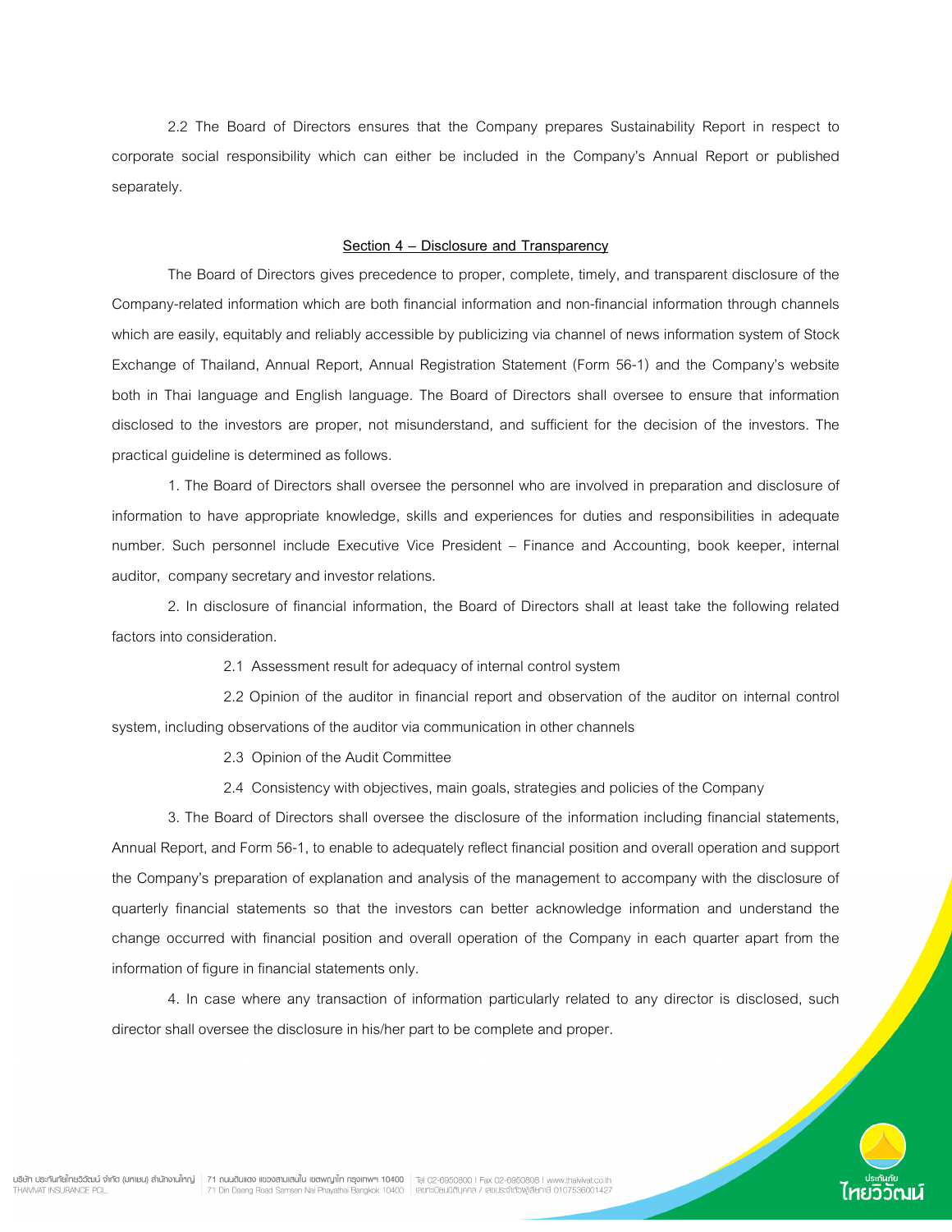2.2 The Board of Directors ensures that the Company prepares Sustainability Report in respect to corporate social responsibility which can either be included in the Company's Annual Report or published separately.

## Section 4 – Disclosure and Transparency

The Board of Directors gives precedence to proper, complete, timely, and transparent disclosure of the Company-related information which are both financial information and non-financial information through channels which are easily, equitably and reliably accessible by publicizing via channel of news information system of Stock Exchange of Thailand, Annual Report, Annual Registration Statement (Form 56-1) and the Company's website both in Thai language and English language. The Board of Directors shall oversee to ensure that information disclosed to the investors are proper, not misunderstand, and sufficient for the decision of the investors. The practical guideline is determined as follows.

1. The Board of Directors shall oversee the personnel who are involved in preparation and disclosure of information to have appropriate knowledge, skills and experiences for duties and responsibilities in adequate number. Such personnel include Executive Vice President – Finance and Accounting, book keeper, internal auditor, company secretary and investor relations.

2. In disclosure of financial information, the Board of Directors shall at least take the following related factors into consideration.

2.1 Assessment result for adequacy of internal control system

2.2 Opinion of the auditor in financial report and observation of the auditor on internal control system, including observations of the auditor via communication in other channels

2.3 Opinion of the Audit Committee

2.4 Consistency with objectives, main goals, strategies and policies of the Company

3. The Board of Directors shall oversee the disclosure of the information including financial statements, Annual Report, and Form 56-1, to enable to adequately reflect financial position and overall operation and support the Company's preparation of explanation and analysis of the management to accompany with the disclosure of quarterly financial statements so that the investors can better acknowledge information and understand the change occurred with financial position and overall operation of the Company in each quarter apart from the information of figure in financial statements only.

4. In case where any transaction of information particularly related to any director is disclosed, such director shall oversee the disclosure in his/her part to be complete and proper.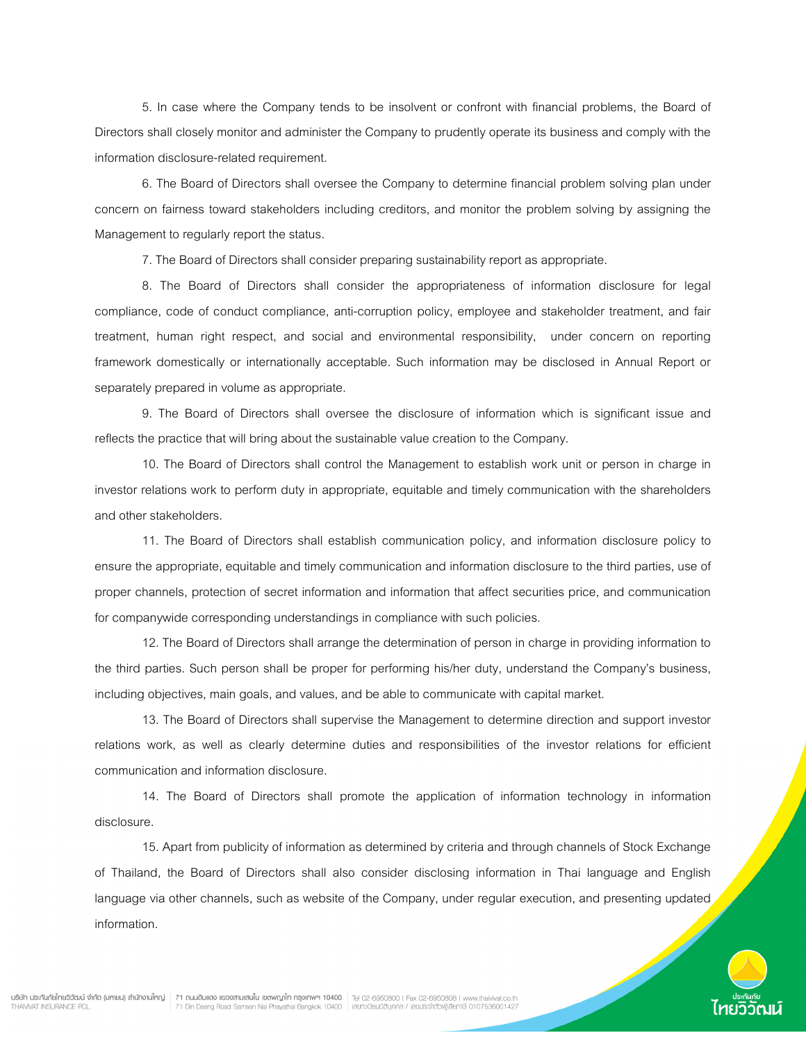5. In case where the Company tends to be insolvent or confront with financial problems, the Board of Directors shall closely monitor and administer the Company to prudently operate its business and comply with the information disclosure-related requirement.

6. The Board of Directors shall oversee the Company to determine financial problem solving plan under concern on fairness toward stakeholders including creditors, and monitor the problem solving by assigning the Management to regularly report the status.

7. The Board of Directors shall consider preparing sustainability report as appropriate.

8. The Board of Directors shall consider the appropriateness of information disclosure for legal compliance, code of conduct compliance, anti-corruption policy, employee and stakeholder treatment, and fair treatment, human right respect, and social and environmental responsibility, under concern on reporting framework domestically or internationally acceptable. Such information may be disclosed in Annual Report or separately prepared in volume as appropriate.

9. The Board of Directors shall oversee the disclosure of information which is significant issue and reflects the practice that will bring about the sustainable value creation to the Company.

10. The Board of Directors shall control the Management to establish work unit or person in charge in investor relations work to perform duty in appropriate, equitable and timely communication with the shareholders and other stakeholders.

11. The Board of Directors shall establish communication policy, and information disclosure policy to ensure the appropriate, equitable and timely communication and information disclosure to the third parties, use of proper channels, protection of secret information and information that affect securities price, and communication for companywide corresponding understandings in compliance with such policies.

12. The Board of Directors shall arrange the determination of person in charge in providing information to the third parties. Such person shall be proper for performing his/her duty, understand the Company's business, including objectives, main goals, and values, and be able to communicate with capital market.

13. The Board of Directors shall supervise the Management to determine direction and support investor relations work, as well as clearly determine duties and responsibilities of the investor relations for efficient communication and information disclosure.

14. The Board of Directors shall promote the application of information technology in information disclosure.

15. Apart from publicity of information as determined by criteria and through channels of Stock Exchange of Thailand, the Board of Directors shall also consider disclosing information in Thai language and English language via other channels, such as website of the Company, under regular execution, and presenting updated information.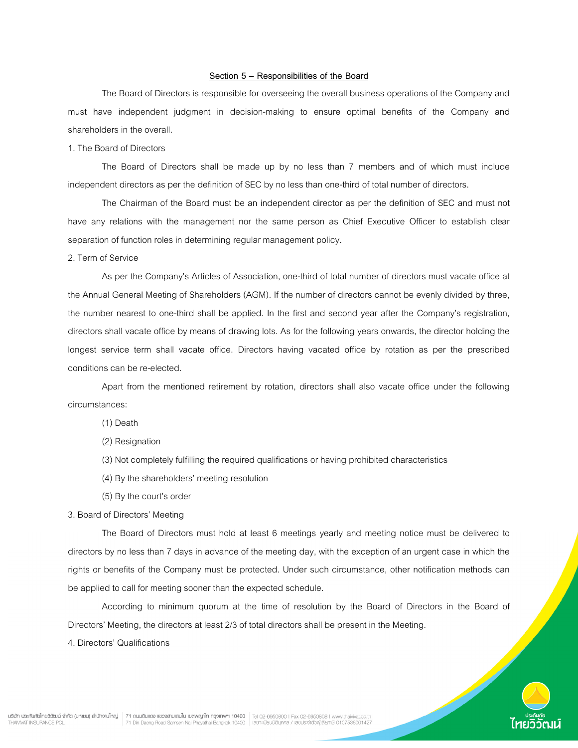## Section 5 – Responsibilities of the Board

The Board of Directors is responsible for overseeing the overall business operations of the Company and must have independent judgment in decision-making to ensure optimal benefits of the Company and shareholders in the overall.

1. The Board of Directors

The Board of Directors shall be made up by no less than 7 members and of which must include independent directors as per the definition of SEC by no less than one-third of total number of directors.

The Chairman of the Board must be an independent director as per the definition of SEC and must not have any relations with the management nor the same person as Chief Executive Officer to establish clear separation of function roles in determining regular management policy.

2. Term of Service

As per the Company's Articles of Association, one-third of total number of directors must vacate office at the Annual General Meeting of Shareholders (AGM). If the number of directors cannot be evenly divided by three, the number nearest to one-third shall be applied. In the first and second year after the Company's registration, directors shall vacate office by means of drawing lots. As for the following years onwards, the director holding the longest service term shall vacate office. Directors having vacated office by rotation as per the prescribed conditions can be re-elected.

Apart from the mentioned retirement by rotation, directors shall also vacate office under the following circumstances:

(1) Death

(2) Resignation

(3) Not completely fulfilling the required qualifications or having prohibited characteristics

(4) By the shareholders' meeting resolution

(5) By the court's order

3. Board of Directors' Meeting

The Board of Directors must hold at least 6 meetings yearly and meeting notice must be delivered to directors by no less than 7 days in advance of the meeting day, with the exception of an urgent case in which the rights or benefits of the Company must be protected. Under such circumstance, other notification methods can be applied to call for meeting sooner than the expected schedule.

According to minimum quorum at the time of resolution by the Board of Directors in the Board of Directors' Meeting, the directors at least 2/3 of total directors shall be present in the Meeting.

4. Directors' Qualifications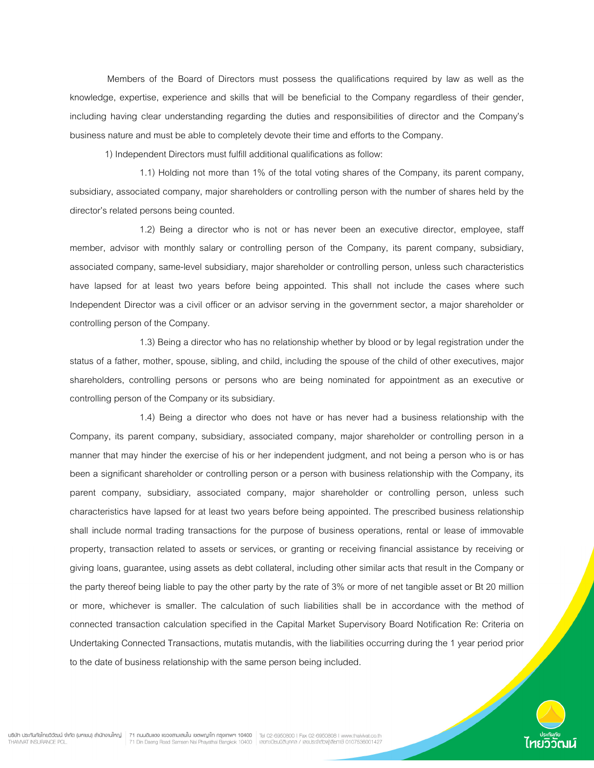Members of the Board of Directors must possess the qualifications required by law as well as the knowledge, expertise, experience and skills that will be beneficial to the Company regardless of their gender, including having clear understanding regarding the duties and responsibilities of director and the Company's business nature and must be able to completely devote their time and efforts to the Company.

1) Independent Directors must fulfill additional qualifications as follow:

1.1) Holding not more than 1% of the total voting shares of the Company, its parent company, subsidiary, associated company, major shareholders or controlling person with the number of shares held by the director's related persons being counted.

1.2) Being a director who is not or has never been an executive director, employee, staff member, advisor with monthly salary or controlling person of the Company, its parent company, subsidiary, associated company, same-level subsidiary, major shareholder or controlling person, unless such characteristics have lapsed for at least two years before being appointed. This shall not include the cases where such Independent Director was a civil officer or an advisor serving in the government sector, a major shareholder or controlling person of the Company.

1.3) Being a director who has no relationship whether by blood or by legal registration under the status of a father, mother, spouse, sibling, and child, including the spouse of the child of other executives, major shareholders, controlling persons or persons who are being nominated for appointment as an executive or controlling person of the Company or its subsidiary.

1.4) Being a director who does not have or has never had a business relationship with the Company, its parent company, subsidiary, associated company, major shareholder or controlling person in a manner that may hinder the exercise of his or her independent judgment, and not being a person who is or has been a significant shareholder or controlling person or a person with business relationship with the Company, its parent company, subsidiary, associated company, major shareholder or controlling person, unless such characteristics have lapsed for at least two years before being appointed. The prescribed business relationship shall include normal trading transactions for the purpose of business operations, rental or lease of immovable property, transaction related to assets or services, or granting or receiving financial assistance by receiving or giving loans, guarantee, using assets as debt collateral, including other similar acts that result in the Company or the party thereof being liable to pay the other party by the rate of 3% or more of net tangible asset or Bt 20 million or more, whichever is smaller. The calculation of such liabilities shall be in accordance with the method of connected transaction calculation specified in the Capital Market Supervisory Board Notification Re: Criteria on Undertaking Connected Transactions, mutatis mutandis, with the liabilities occurring during the 1 year period prior to the date of business relationship with the same person being included.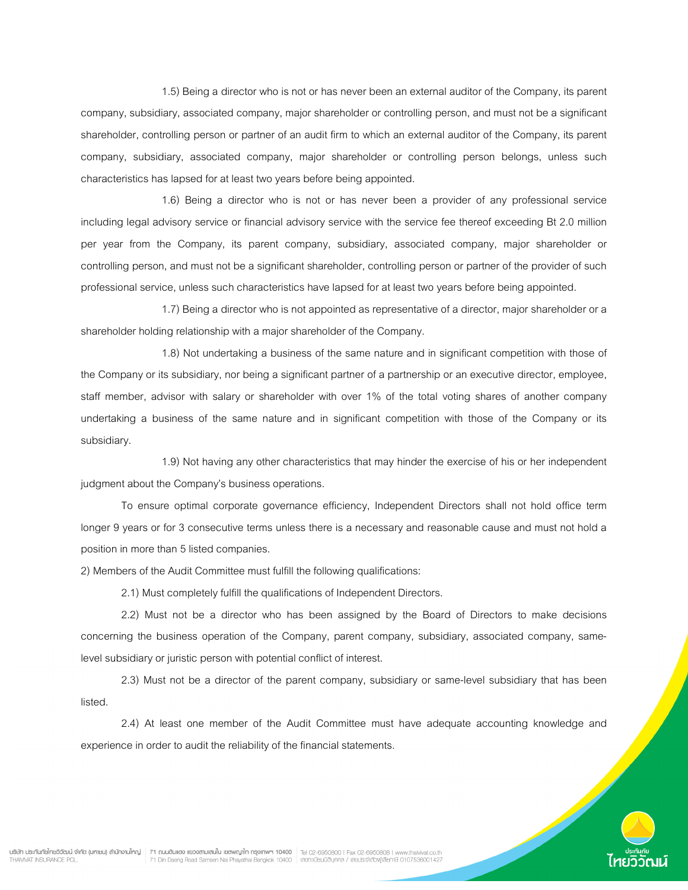1.5) Being a director who is not or has never been an external auditor of the Company, its parent company, subsidiary, associated company, major shareholder or controlling person, and must not be a significant shareholder, controlling person or partner of an audit firm to which an external auditor of the Company, its parent company, subsidiary, associated company, major shareholder or controlling person belongs, unless such characteristics has lapsed for at least two years before being appointed.

1.6) Being a director who is not or has never been a provider of any professional service including legal advisory service or financial advisory service with the service fee thereof exceeding Bt 2.0 million per year from the Company, its parent company, subsidiary, associated company, major shareholder or controlling person, and must not be a significant shareholder, controlling person or partner of the provider of such professional service, unless such characteristics have lapsed for at least two years before being appointed.

1.7) Being a director who is not appointed as representative of a director, major shareholder or a shareholder holding relationship with a major shareholder of the Company.

1.8) Not undertaking a business of the same nature and in significant competition with those of the Company or its subsidiary, nor being a significant partner of a partnership or an executive director, employee, staff member, advisor with salary or shareholder with over 1% of the total voting shares of another company undertaking a business of the same nature and in significant competition with those of the Company or its subsidiary.

1.9) Not having any other characteristics that may hinder the exercise of his or her independent judgment about the Company's business operations.

To ensure optimal corporate governance efficiency, Independent Directors shall not hold office term longer 9 years or for 3 consecutive terms unless there is a necessary and reasonable cause and must not hold a position in more than 5 listed companies.

2) Members of the Audit Committee must fulfill the following qualifications:

2.1) Must completely fulfill the qualifications of Independent Directors.

2.2) Must not be a director who has been assigned by the Board of Directors to make decisions concerning the business operation of the Company, parent company, subsidiary, associated company, same-level subsidiary or juristic person with potential conflict of interest.

2.3) Must not be a director of the parent company, subsidiary or same-level subsidiary that has been listed.

2.4) At least one member of the Audit Committee must have adequate accounting knowledge and experience in order to audit the reliability of the financial statements.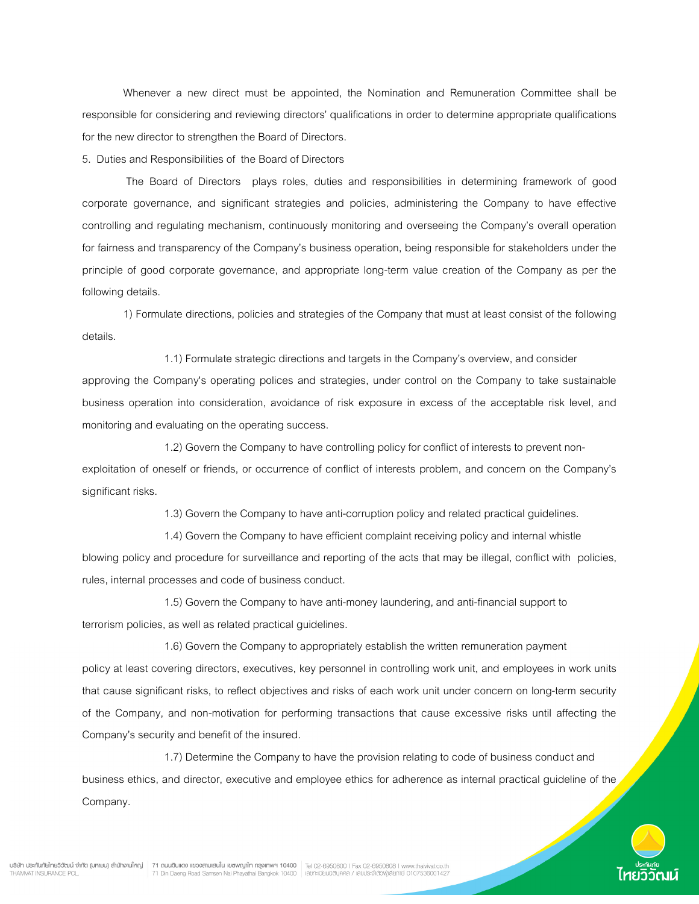Whenever a new direct must be appointed, the Nomination and Remuneration Committee shall be responsible for considering and reviewing directors' qualifications in order to determine appropriate qualifications for the new director to strengthen the Board of Directors.

5. Duties and Responsibilities of the Board of Directors

The Board of Directors plays roles, duties and responsibilities in determining framework of good corporate governance, and significant strategies and policies, administering the Company to have effective controlling and regulating mechanism, continuously monitoring and overseeing the Company's overall operation for fairness and transparency of the Company's business operation, being responsible for stakeholders under the principle of good corporate governance, and appropriate long-term value creation of the Company as per the following details.

1) Formulate directions, policies and strategies of the Company that must at least consist of the following details.

1.1) Formulate strategic directions and targets in the Company's overview, and consider approving the Company's operating polices and strategies, under control on the Company to take sustainable business operation into consideration, avoidance of risk exposure in excess of the acceptable risk level, and monitoring and evaluating on the operating success.

1.2) Govern the Company to have controlling policy for conflict of interests to prevent non-exploitation of oneself or friends, or occurrence of conflict of interests problem, and concern on the Company's significant risks.

1.3) Govern the Company to have anti-corruption policy and related practical guidelines.

1.4) Govern the Company to have efficient complaint receiving policy and internal whistle blowing policy and procedure for surveillance and reporting of the acts that may be illegal, conflict with policies, rules, internal processes and code of business conduct.

1.5) Govern the Company to have anti-money laundering, and anti-financial support to terrorism policies, as well as related practical guidelines.

1.6) Govern the Company to appropriately establish the written remuneration payment policy at least covering directors, executives, key personnel in controlling work unit, and employees in work units that cause significant risks, to reflect objectives and risks of each work unit under concern on long-term security of the Company, and non-motivation for performing transactions that cause excessive risks until affecting the Company's security and benefit of the insured.

1.7) Determine the Company to have the provision relating to code of business conduct and business ethics, and director, executive and employee ethics for adherence as internal practical guideline of the Company.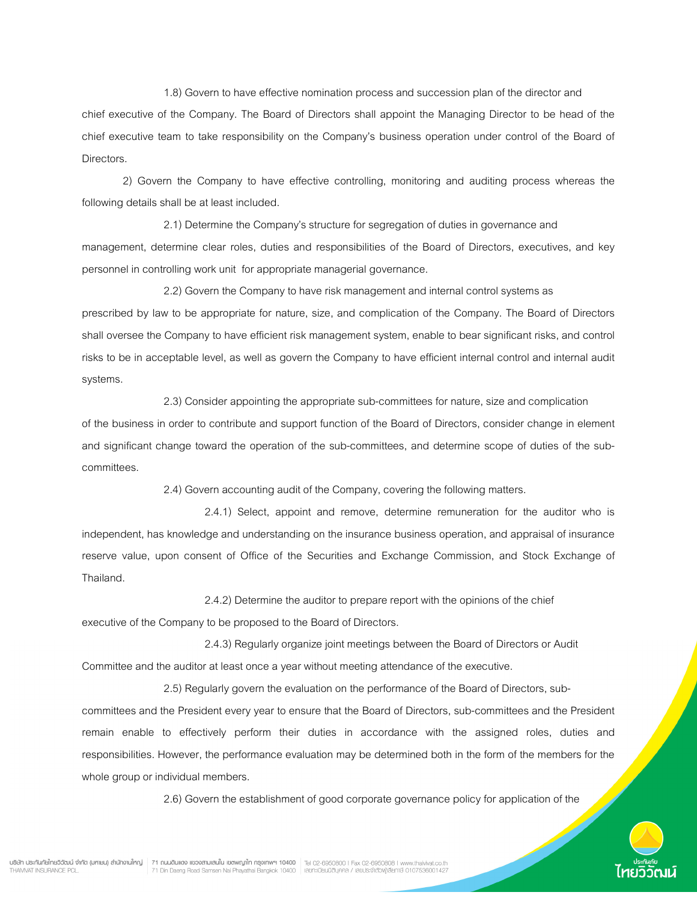1.8) Govern to have effective nomination process and succession plan of the director and chief executive of the Company. The Board of Directors shall appoint the Managing Director to be head of the chief executive team to take responsibility on the Company's business operation under control of the Board of Directors.

2) Govern the Company to have effective controlling, monitoring and auditing process whereas the following details shall be at least included.

2.1) Determine the Company's structure for segregation of duties in governance and management, determine clear roles, duties and responsibilities of the Board of Directors, executives, and key personnel in controlling work unit for appropriate managerial governance.

2.2) Govern the Company to have risk management and internal control systems as prescribed by law to be appropriate for nature, size, and complication of the Company. The Board of Directors shall oversee the Company to have efficient risk management system, enable to bear significant risks, and control risks to be in acceptable level, as well as govern the Company to have efficient internal control and internal audit systems.

2.3) Consider appointing the appropriate sub-committees for nature, size and complication of the business in order to contribute and support function of the Board of Directors, consider change in element and significant change toward the operation of the sub-committees, and determine scope of duties of the sub-committees.

2.4) Govern accounting audit of the Company, covering the following matters.

2.4.1) Select, appoint and remove, determine remuneration for the auditor who is independent, has knowledge and understanding on the insurance business operation, and appraisal of insurance reserve value, upon consent of Office of the Securities and Exchange Commission, and Stock Exchange of Thailand.

2.4.2) Determine the auditor to prepare report with the opinions of the chief executive of the Company to be proposed to the Board of Directors.

2.4.3) Regularly organize joint meetings between the Board of Directors or Audit Committee and the auditor at least once a year without meeting attendance of the executive.

2.5) Regularly govern the evaluation on the performance of the Board of Directors, sub-committees and the President every year to ensure that the Board of Directors, sub-committees and the President remain enable to effectively perform their duties in accordance with the assigned roles, duties and responsibilities. However, the performance evaluation may be determined both in the form of the members for the whole group or individual members.

2.6) Govern the establishment of good corporate governance policy for application of the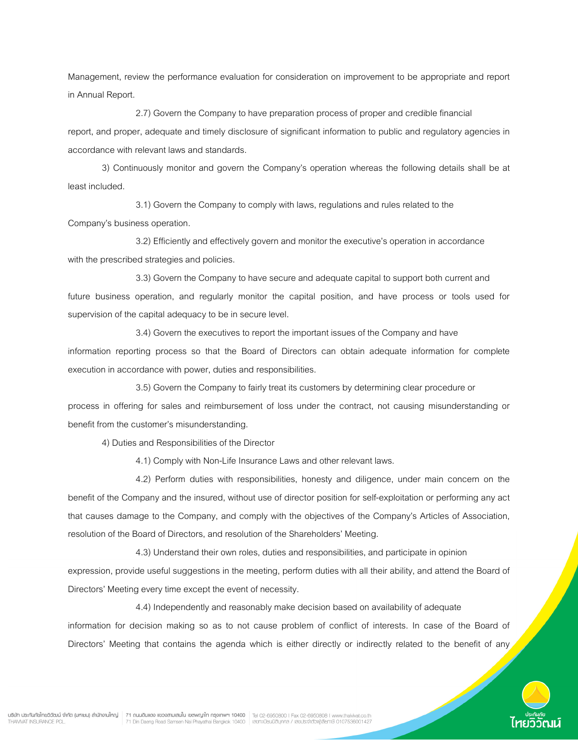Management, review the performance evaluation for consideration on improvement to be appropriate and report in Annual Report.

2.7) Govern the Company to have preparation process of proper and credible financial report, and proper, adequate and timely disclosure of significant information to public and regulatory agencies in accordance with relevant laws and standards.

3) Continuously monitor and govern the Company's operation whereas the following details shall be at least included.

3.1) Govern the Company to comply with laws, regulations and rules related to the Company's business operation.

3.2) Efficiently and effectively govern and monitor the executive's operation in accordance with the prescribed strategies and policies.

3.3) Govern the Company to have secure and adequate capital to support both current and future business operation, and regularly monitor the capital position, and have process or tools used for supervision of the capital adequacy to be in secure level.

3.4) Govern the executives to report the important issues of the Company and have information reporting process so that the Board of Directors can obtain adequate information for complete execution in accordance with power, duties and responsibilities.

3.5) Govern the Company to fairly treat its customers by determining clear procedure or process in offering for sales and reimbursement of loss under the contract, not causing misunderstanding or benefit from the customer's misunderstanding.

4) Duties and Responsibilities of the Director

4.1) Comply with Non-Life Insurance Laws and other relevant laws.

4.2) Perform duties with responsibilities, honesty and diligence, under main concern on the benefit of the Company and the insured, without use of director position for self-exploitation or performing any act that causes damage to the Company, and comply with the objectives of the Company's Articles of Association, resolution of the Board of Directors, and resolution of the Shareholders' Meeting.

4.3) Understand their own roles, duties and responsibilities, and participate in opinion expression, provide useful suggestions in the meeting, perform duties with all their ability, and attend the Board of Directors' Meeting every time except the event of necessity.

4.4) Independently and reasonably make decision based on availability of adequate information for decision making so as to not cause problem of conflict of interests. In case of the Board of Directors' Meeting that contains the agenda which is either directly or indirectly related to the benefit of any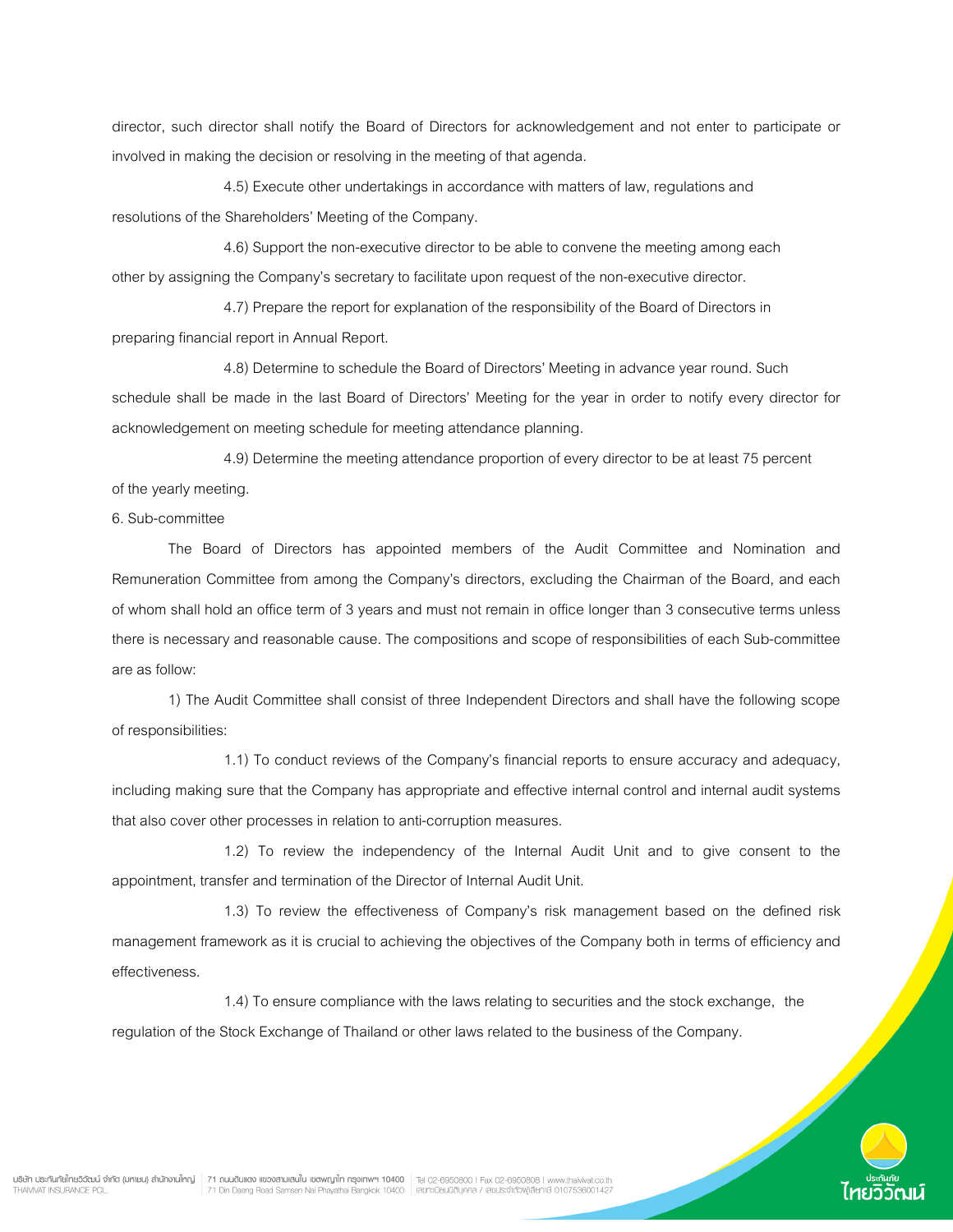director, such director shall notify the Board of Directors for acknowledgement and not enter to participate or involved in making the decision or resolving in the meeting of that agenda.

4.5) Execute other undertakings in accordance with matters of law, regulations and resolutions of the Shareholders' Meeting of the Company.

4.6) Support the non-executive director to be able to convene the meeting among each other by assigning the Company's secretary to facilitate upon request of the non-executive director.

4.7) Prepare the report for explanation of the responsibility of the Board of Directors in preparing financial report in Annual Report.

4.8) Determine to schedule the Board of Directors' Meeting in advance year round. Such schedule shall be made in the last Board of Directors' Meeting for the year in order to notify every director for acknowledgement on meeting schedule for meeting attendance planning.

4.9) Determine the meeting attendance proportion of every director to be at least 75 percent of the yearly meeting.

6. Sub-committee

The Board of Directors has appointed members of the Audit Committee and Nomination and Remuneration Committee from among the Company's directors, excluding the Chairman of the Board, and each of whom shall hold an office term of 3 years and must not remain in office longer than 3 consecutive terms unless there is necessary and reasonable cause. The compositions and scope of responsibilities of each Sub-committee are as follow:

1) The Audit Committee shall consist of three Independent Directors and shall have the following scope of responsibilities:

1.1) To conduct reviews of the Company's financial reports to ensure accuracy and adequacy, including making sure that the Company has appropriate and effective internal control and internal audit systems that also cover other processes in relation to anti-corruption measures.

1.2) To review the independency of the Internal Audit Unit and to give consent to the appointment, transfer and termination of the Director of Internal Audit Unit.

1.3) To review the effectiveness of Company's risk management based on the defined risk management framework as it is crucial to achieving the objectives of the Company both in terms of efficiency and effectiveness.

1.4) To ensure compliance with the laws relating to securities and the stock exchange, the regulation of the Stock Exchange of Thailand or other laws related to the business of the Company.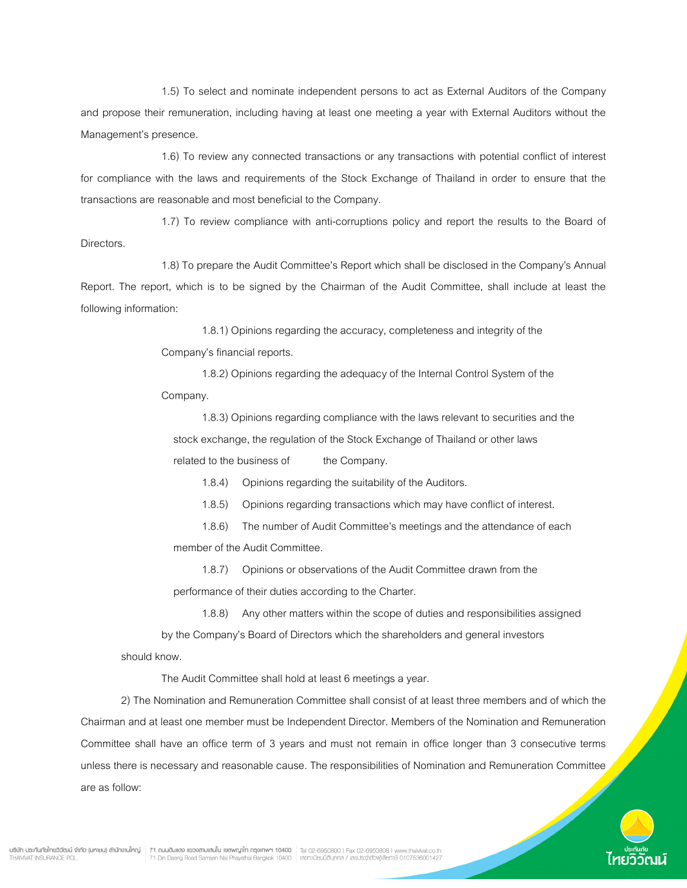1.5) To select and nominate independent persons to act as External Auditors of the Company and propose their remuneration, including having at least one meeting a year with External Auditors without the Management's presence.

1.6) To review any connected transactions or any transactions with potential conflict of interest for compliance with the laws and requirements of the Stock Exchange of Thailand in order to ensure that the transactions are reasonable and most beneficial to the Company.

1.7) To review compliance with anti-corruptions policy and report the results to the Board of Directors.

1.8) To prepare the Audit Committee's Report which shall be disclosed in the Company's Annual Report. The report, which is to be signed by the Chairman of the Audit Committee, shall include at least the following information:

1.8.1) Opinions regarding the accuracy, completeness and integrity of the Company's financial reports.

1.8.2) Opinions regarding the adequacy of the Internal Control System of the Company.

1.8.3) Opinions regarding compliance with the laws relevant to securities and the stock exchange, the regulation of the Stock Exchange of Thailand or other laws related to the business of the Company.

1.8.4) Opinions regarding the suitability of the Auditors.

1.8.5) Opinions regarding transactions which may have conflict of interest.

1.8.6) The number of Audit Committee's meetings and the attendance of each member of the Audit Committee.

1.8.7) Opinions or observations of the Audit Committee drawn from the performance of their duties according to the Charter.

1.8.8) Any other matters within the scope of duties and responsibilities assigned by the Company's Board of Directors which the shareholders and general investors should know.

The Audit Committee shall hold at least 6 meetings a year.

2) The Nomination and Remuneration Committee shall consist of at least three members and of which the Chairman and at least one member must be Independent Director. Members of the Nomination and Remuneration Committee shall have an office term of 3 years and must not remain in office longer than 3 consecutive terms unless there is necessary and reasonable cause. The responsibilities of Nomination and Remuneration Committee are as follow: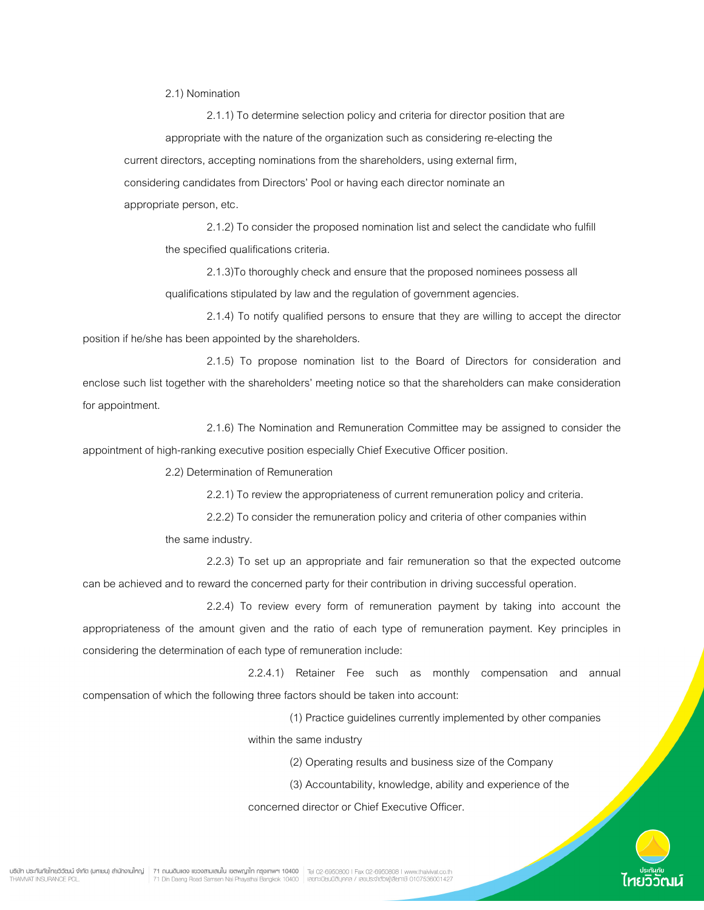2.1) Nomination

2.1.1) To determine selection policy and criteria for director position that are appropriate with the nature of the organization such as considering re-electing the current directors, accepting nominations from the shareholders, using external firm, considering candidates from Directors' Pool or having each director nominate an appropriate person, etc.

2.1.2) To consider the proposed nomination list and select the candidate who fulfill the specified qualifications criteria.

2.1.3)To thoroughly check and ensure that the proposed nominees possess all qualifications stipulated by law and the regulation of government agencies.

2.1.4) To notify qualified persons to ensure that they are willing to accept the director position if he/she has been appointed by the shareholders.

2.1.5) To propose nomination list to the Board of Directors for consideration and enclose such list together with the shareholders' meeting notice so that the shareholders can make consideration for appointment.

2.1.6) The Nomination and Remuneration Committee may be assigned to consider the appointment of high-ranking executive position especially Chief Executive Officer position.

2.2) Determination of Remuneration

2.2.1) To review the appropriateness of current remuneration policy and criteria.

2.2.2) To consider the remuneration policy and criteria of other companies within the same industry.

2.2.3) To set up an appropriate and fair remuneration so that the expected outcome can be achieved and to reward the concerned party for their contribution in driving successful operation.

2.2.4) To review every form of remuneration payment by taking into account the appropriateness of the amount given and the ratio of each type of remuneration payment. Key principles in considering the determination of each type of remuneration include:

2.2.4.1) Retainer Fee such as monthly compensation and annual compensation of which the following three factors should be taken into account:

(1) Practice guidelines currently implemented by other companies within the same industry

(2) Operating results and business size of the Company

(3) Accountability, knowledge, ability and experience of the concerned director or Chief Executive Officer.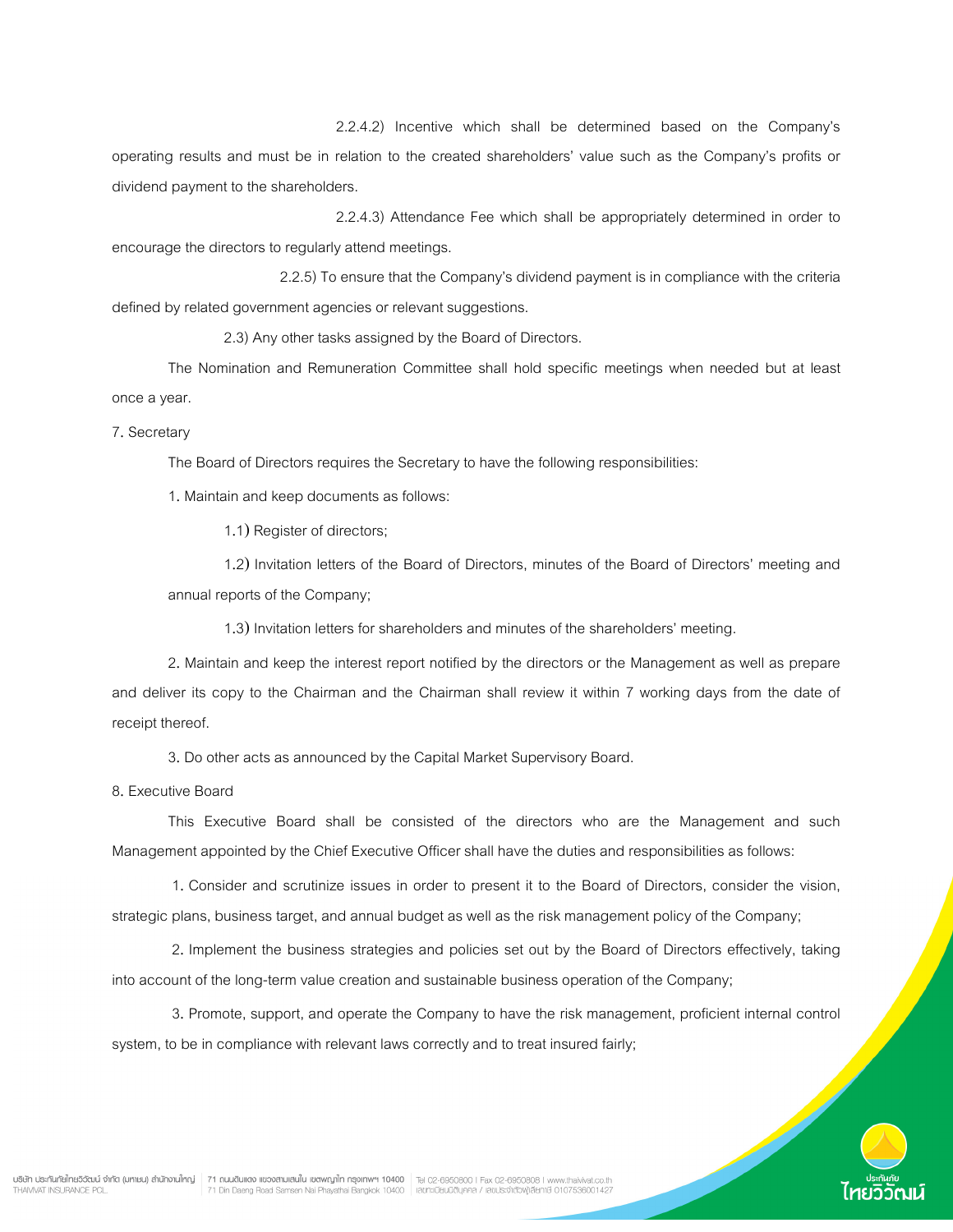2.2.4.2) Incentive which shall be determined based on the Company's operating results and must be in relation to the created shareholders' value such as the Company's profits or dividend payment to the shareholders.

2.2.4.3) Attendance Fee which shall be appropriately determined in order to encourage the directors to regularly attend meetings.

2.2.5) To ensure that the Company's dividend payment is in compliance with the criteria defined by related government agencies or relevant suggestions.

2.3) Any other tasks assigned by the Board of Directors.

The Nomination and Remuneration Committee shall hold specific meetings when needed but at least once a year.

7. Secretary

The Board of Directors requires the Secretary to have the following responsibilities:

1. Maintain and keep documents as follows:

1.1) Register of directors;

1.2) Invitation letters of the Board of Directors, minutes of the Board of Directors' meeting and annual reports of the Company;

1.3) Invitation letters for shareholders and minutes of the shareholders' meeting.

2. Maintain and keep the interest report notified by the directors or the Management as well as prepare and deliver its copy to the Chairman and the Chairman shall review it within 7 working days from the date of receipt thereof.

3. Do other acts as announced by the Capital Market Supervisory Board.

8. Executive Board

This Executive Board shall be consisted of the directors who are the Management and such Management appointed by the Chief Executive Officer shall have the duties and responsibilities as follows:

1. Consider and scrutinize issues in order to present it to the Board of Directors, consider the vision, strategic plans, business target, and annual budget as well as the risk management policy of the Company;

2. Implement the business strategies and policies set out by the Board of Directors effectively, taking into account of the long-term value creation and sustainable business operation of the Company;

3. Promote, support, and operate the Company to have the risk management, proficient internal control system, to be in compliance with relevant laws correctly and to treat insured fairly;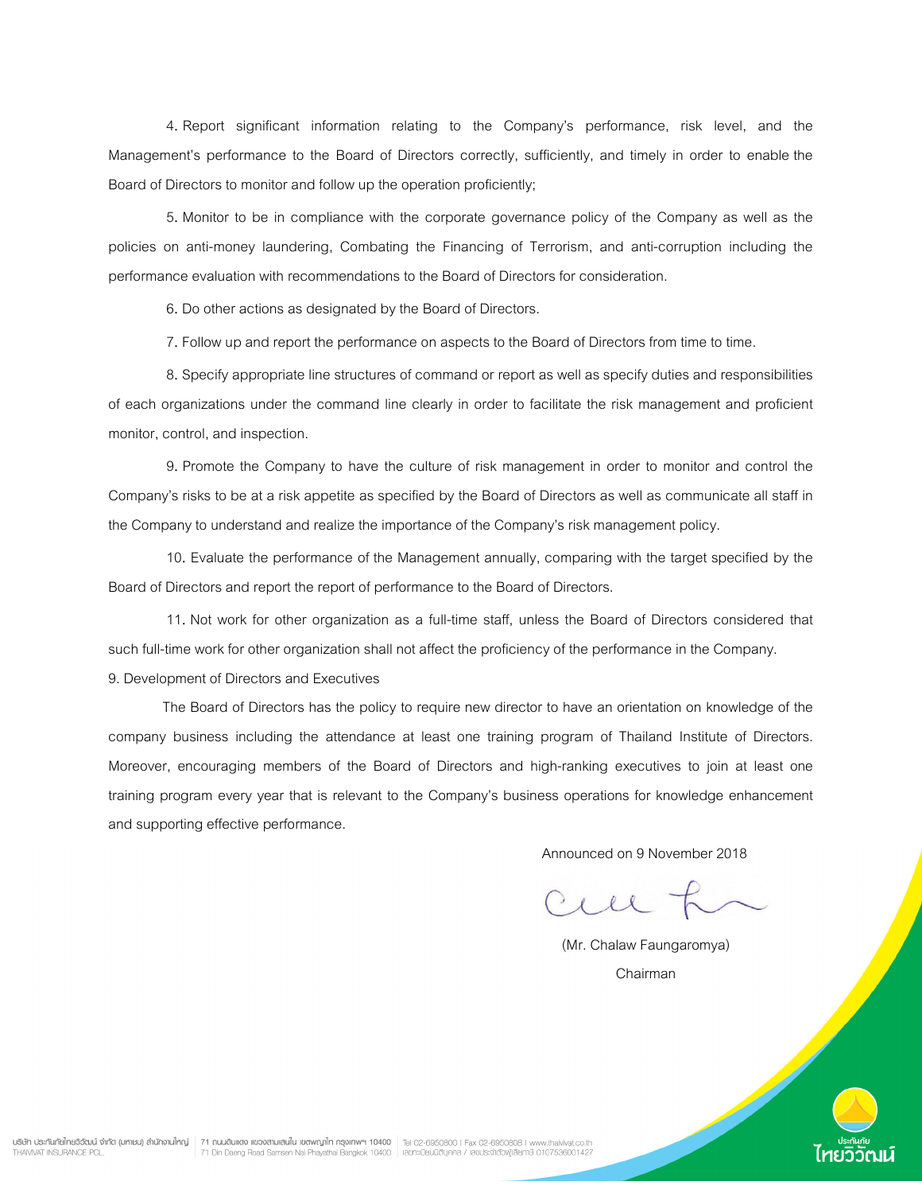4. Report significant information relating to the Company's performance, risk level, and the Management's performance to the Board of Directors correctly, sufficiently, and timely in order to enable the Board of Directors to monitor and follow up the operation proficiently;

5. Monitor to be in compliance with the corporate governance policy of the Company as well as the policies on anti-money laundering, Combating the Financing of Terrorism, and anti-corruption including the performance evaluation with recommendations to the Board of Directors for consideration.

6. Do other actions as designated by the Board of Directors.

7. Follow up and report the performance on aspects to the Board of Directors from time to time.

8. Specify appropriate line structures of command or report as well as specify duties and responsibilities of each organizations under the command line clearly in order to facilitate the risk management and proficient monitor, control, and inspection.

9. Promote the Company to have the culture of risk management in order to monitor and control the Company's risks to be at a risk appetite as specified by the Board of Directors as well as communicate all staff in the Company to understand and realize the importance of the Company's risk management policy.

10. Evaluate the performance of the Management annually, comparing with the target specified by the Board of Directors and report the report of performance to the Board of Directors.

11. Not work for other organization as a full-time staff, unless the Board of Directors considered that such full-time work for other organization shall not affect the proficiency of the performance in the Company.

9. Development of Directors and Executives

The Board of Directors has the policy to require new director to have an orientation on knowledge of the company business including the attendance at least one training program of Thailand Institute of Directors. Moreover, encouraging members of the Board of Directors and high-ranking executives to join at least one training program every year that is relevant to the Company's business operations for knowledge enhancement and supporting effective performance.

Announced on 9 November 2018

(Mr. Chalaw Faungaromya)

Chairman